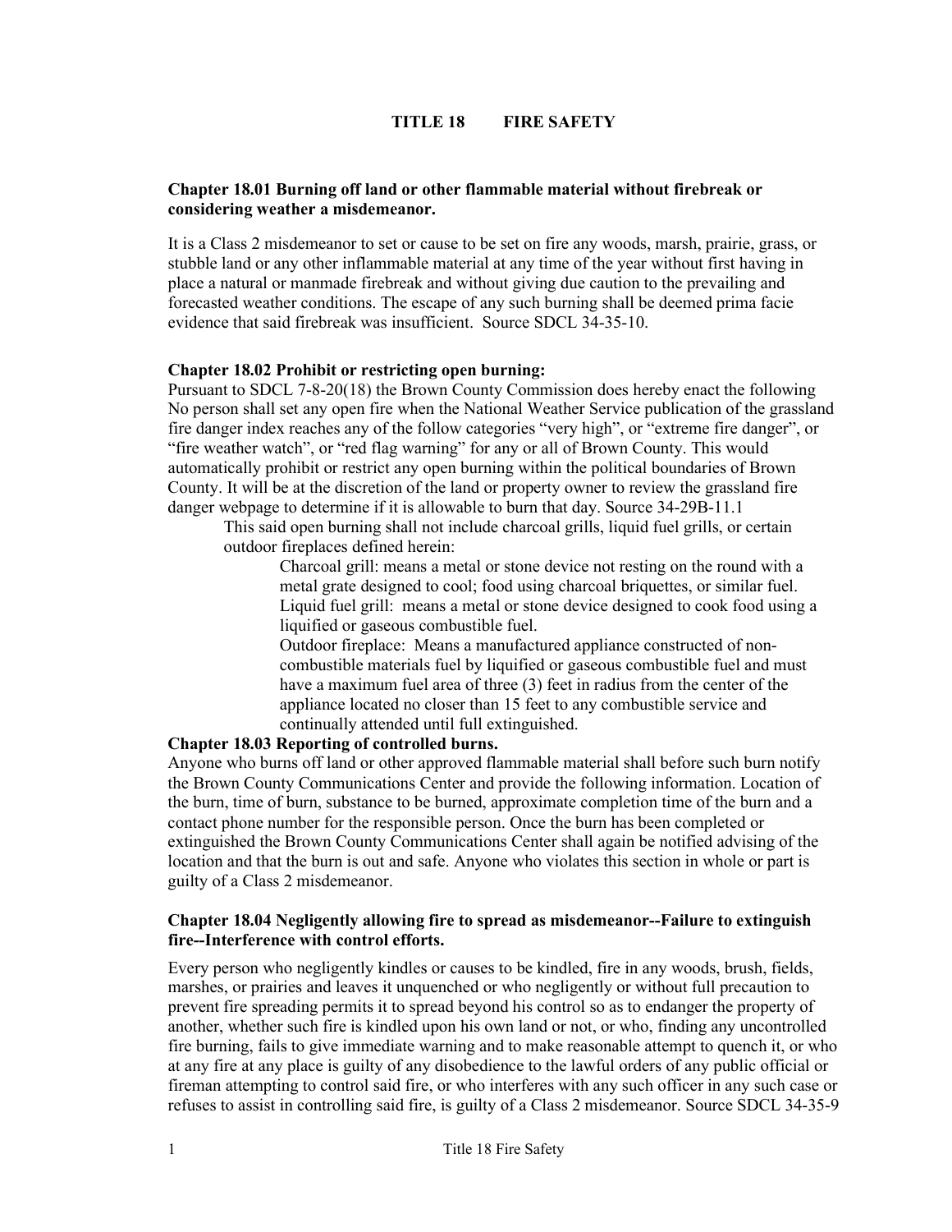# TITLE 18 FIRE SAFETY

### Chapter 18.01 Burning off land or other flammable material without firebreak or considering weather a misdemeanor.

It is a Class 2 misdemeanor to set or cause to be set on fire any woods, marsh, prairie, grass, or stubble land or any other inflammable material at any time of the year without first having in place a natural or manmade firebreak and without giving due caution to the prevailing and forecasted weather conditions. The escape of any such burning shall be deemed prima facie evidence that said firebreak was insufficient. Source SDCL 34-35-10.

### Chapter 18.02 Prohibit or restricting open burning:

Pursuant to SDCL 7-8-20(18) the Brown County Commission does hereby enact the following No person shall set any open fire when the National Weather Service publication of the grassland fire danger index reaches any of the follow categories "very high", or "extreme fire danger", or "fire weather watch", or "red flag warning" for any or all of Brown County. This would automatically prohibit or restrict any open burning within the political boundaries of Brown County. It will be at the discretion of the land or property owner to review the grassland fire danger webpage to determine if it is allowable to burn that day. Source 34-29B-11.1

This said open burning shall not include charcoal grills, liquid fuel grills, or certain outdoor fireplaces defined herein:

Charcoal grill: means a metal or stone device not resting on the round with a metal grate designed to cool; food using charcoal briquettes, or similar fuel.
Liquid fuel grill: means a metal or stone device designed to cook food using a liquified or gaseous combustible fuel.
Outdoor fireplace: Means a manufactured appliance constructed of non-combustible materials fuel by liquified or gaseous combustible fuel and must have a maximum fuel area of three (3) feet in radius from the center of the appliance located no closer than 15 feet to any combustible service and continually attended until full extinguished.

### Chapter 18.03 Reporting of controlled burns.

Anyone who burns off land or other approved flammable material shall before such burn notify the Brown County Communications Center and provide the following information. Location of the burn, time of burn, substance to be burned, approximate completion time of the burn and a contact phone number for the responsible person. Once the burn has been completed or extinguished the Brown County Communications Center shall again be notified advising of the location and that the burn is out and safe. Anyone who violates this section in whole or part is guilty of a Class 2 misdemeanor.

### Chapter 18.04 Negligently allowing fire to spread as misdemeanor--Failure to extinguish fire--Interference with control efforts.

Every person who negligently kindles or causes to be kindled, fire in any woods, brush, fields, marshes, or prairies and leaves it unquenched or who negligently or without full precaution to prevent fire spreading permits it to spread beyond his control so as to endanger the property of another, whether such fire is kindled upon his own land or not, or who, finding any uncontrolled fire burning, fails to give immediate warning and to make reasonable attempt to quench it, or who at any fire at any place is guilty of any disobedience to the lawful orders of any public official or fireman attempting to control said fire, or who interferes with any such officer in any such case or refuses to assist in controlling said fire, is guilty of a Class 2 misdemeanor. Source SDCL 34-35-9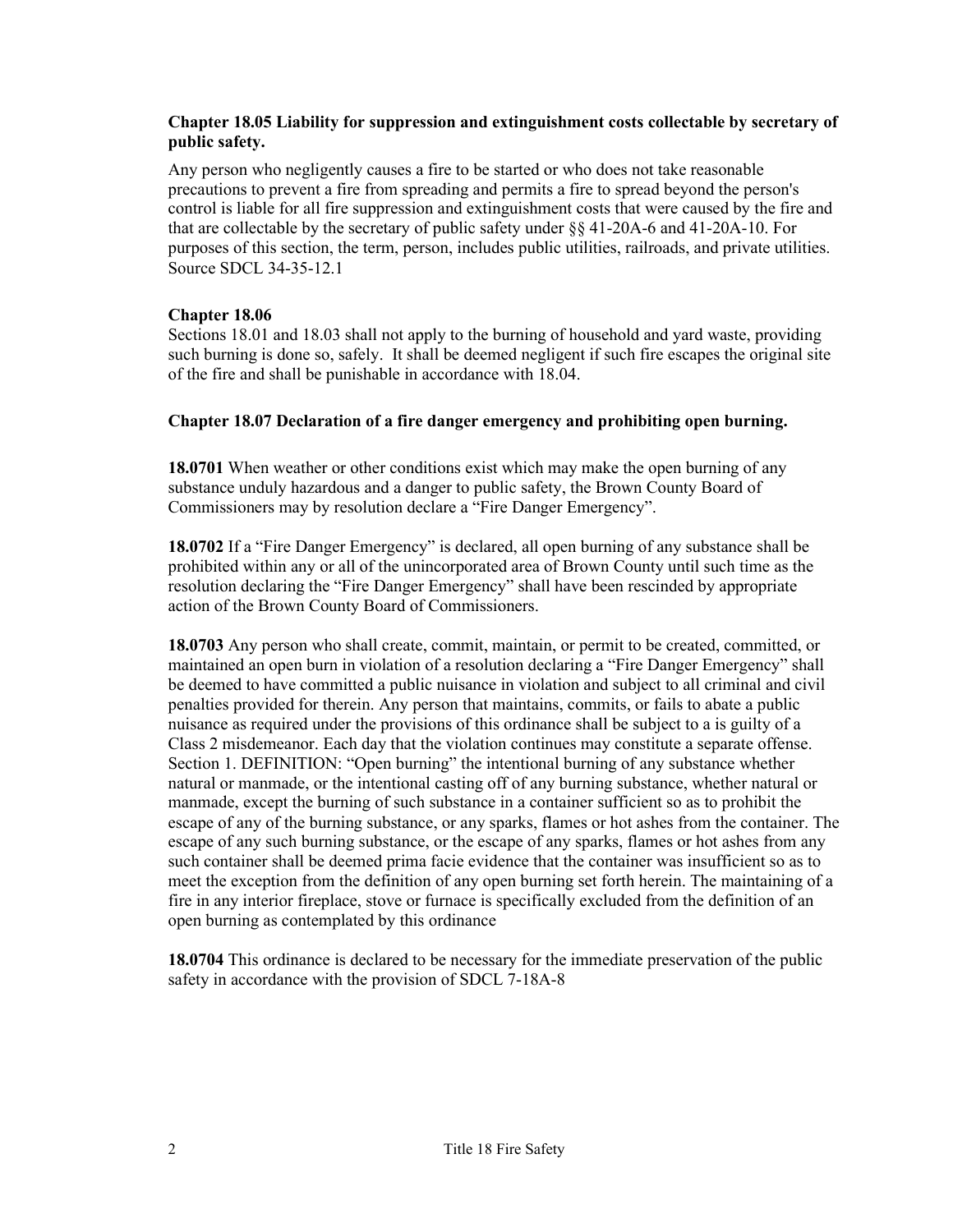**Chapter 18.05 Liability for suppression and extinguishment costs collectable by secretary of public safety.**

Any person who negligently causes a fire to be started or who does not take reasonable precautions to prevent a fire from spreading and permits a fire to spread beyond the person's control is liable for all fire suppression and extinguishment costs that were caused by the fire and that are collectable by the secretary of public safety under §§ 41-20A-6 and 41-20A-10. For purposes of this section, the term, person, includes public utilities, railroads, and private utilities. Source SDCL 34-35-12.1

**Chapter 18.06**

Sections 18.01 and 18.03 shall not apply to the burning of household and yard waste, providing such burning is done so, safely. It shall be deemed negligent if such fire escapes the original site of the fire and shall be punishable in accordance with 18.04.

**Chapter 18.07 Declaration of a fire danger emergency and prohibiting open burning.**

**18.0701** When weather or other conditions exist which may make the open burning of any substance unduly hazardous and a danger to public safety, the Brown County Board of Commissioners may by resolution declare a "Fire Danger Emergency".

**18.0702** If a "Fire Danger Emergency" is declared, all open burning of any substance shall be prohibited within any or all of the unincorporated area of Brown County until such time as the resolution declaring the "Fire Danger Emergency" shall have been rescinded by appropriate action of the Brown County Board of Commissioners.

**18.0703** Any person who shall create, commit, maintain, or permit to be created, committed, or maintained an open burn in violation of a resolution declaring a "Fire Danger Emergency" shall be deemed to have committed a public nuisance in violation and subject to all criminal and civil penalties provided for therein. Any person that maintains, commits, or fails to abate a public nuisance as required under the provisions of this ordinance shall be subject to a is guilty of a Class 2 misdemeanor. Each day that the violation continues may constitute a separate offense. Section 1. DEFINITION: "Open burning" the intentional burning of any substance whether natural or manmade, or the intentional casting off of any burning substance, whether natural or manmade, except the burning of such substance in a container sufficient so as to prohibit the escape of any of the burning substance, or any sparks, flames or hot ashes from the container. The escape of any such burning substance, or the escape of any sparks, flames or hot ashes from any such container shall be deemed prima facie evidence that the container was insufficient so as to meet the exception from the definition of any open burning set forth herein. The maintaining of a fire in any interior fireplace, stove or furnace is specifically excluded from the definition of an open burning as contemplated by this ordinance

**18.0704** This ordinance is declared to be necessary for the immediate preservation of the public safety in accordance with the provision of SDCL 7-18A-8